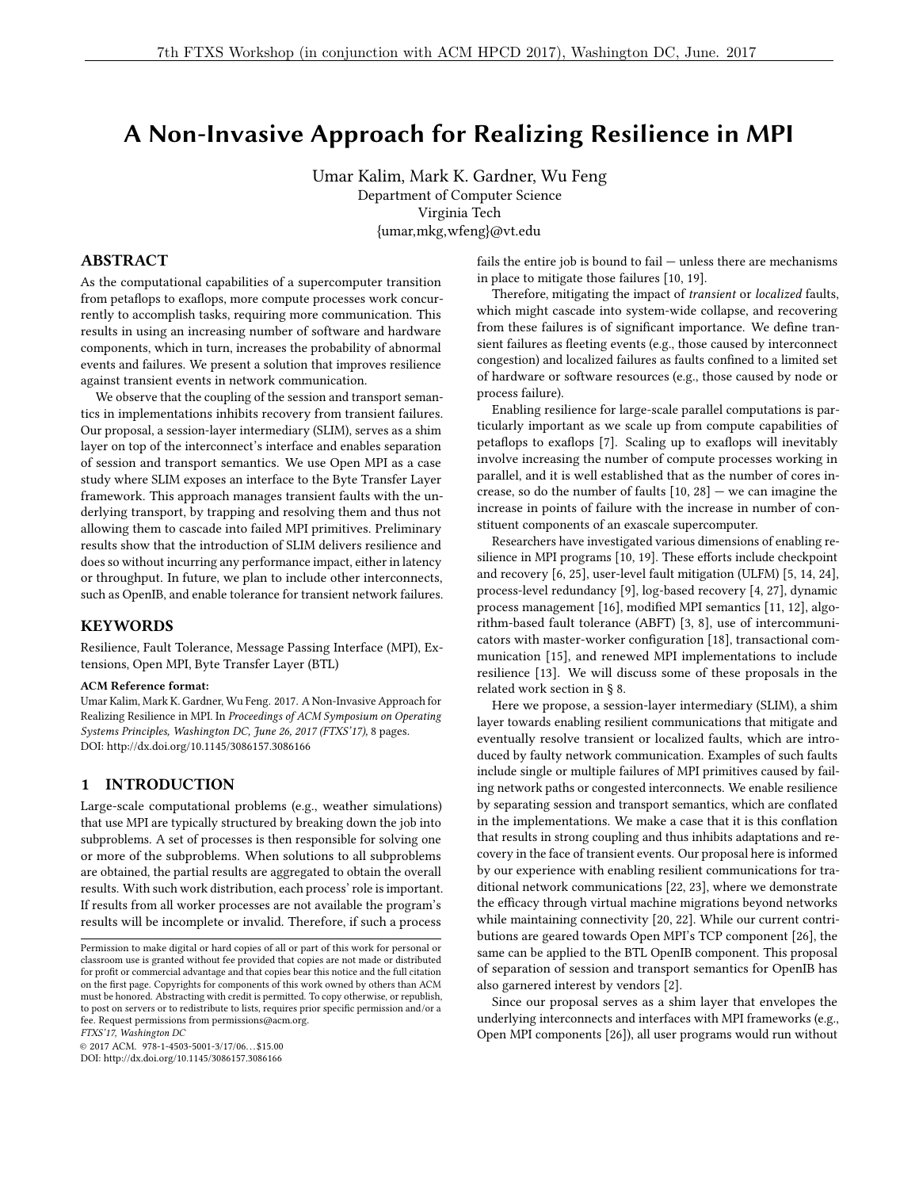# A Non-Invasive Approach for Realizing Resilience in MPI

Umar Kalim, Mark K. Gardner, Wu Feng
Department of Computer Science
Virginia Tech
{umar,mkg,wfeng}@vt.edu

## ABSTRACT

As the computational capabilities of a supercomputer transition from petaflops to exaflops, more compute processes work concurrently to accomplish tasks, requiring more communication. This results in using an increasing number of software and hardware components, which in turn, increases the probability of abnormal events and failures. We present a solution that improves resilience against transient events in network communication.

We observe that the coupling of the session and transport semantics in implementations inhibits recovery from transient failures. Our proposal, a session-layer intermediary (SLIM), serves as a shim layer on top of the interconnect's interface and enables separation of session and transport semantics. We use Open MPI as a case study where SLIM exposes an interface to the Byte Transfer Layer framework. This approach manages transient faults with the underlying transport, by trapping and resolving them and thus not allowing them to cascade into failed MPI primitives. Preliminary results show that the introduction of SLIM delivers resilience and does so without incurring any performance impact, either in latency or throughput. In future, we plan to include other interconnects, such as OpenIB, and enable tolerance for transient network failures.

## KEYWORDS

Resilience, Fault Tolerance, Message Passing Interface (MPI), Extensions, Open MPI, Byte Transfer Layer (BTL)

**ACM Reference format:**
Umar Kalim, Mark K. Gardner, Wu Feng. 2017. A Non-Invasive Approach for Realizing Resilience in MPI. In *Proceedings of ACM Symposium on Operating Systems Principles, Washington DC, June 26, 2017 (FTXS'17)*, 8 pages.
DOI: http://dx.doi.org/10.1145/3086157.3086166

## 1 INTRODUCTION

Large-scale computational problems (e.g., weather simulations) that use MPI are typically structured by breaking down the job into subproblems. A set of processes is then responsible for solving one or more of the subproblems. When solutions to all subproblems are obtained, the partial results are aggregated to obtain the overall results. With such work distribution, each process' role is important. If results from all worker processes are not available the program's results will be incomplete or invalid. Therefore, if such a process fails the entire job is bound to fail — unless there are mechanisms in place to mitigate those failures [10, 19].

Therefore, mitigating the impact of *transient* or *localized* faults, which might cascade into system-wide collapse, and recovering from these failures is of significant importance. We define transient failures as fleeting events (e.g., those caused by interconnect congestion) and localized failures as faults confined to a limited set of hardware or software resources (e.g., those caused by node or process failure).

Enabling resilience for large-scale parallel computations is particularly important as we scale up from compute capabilities of petaflops to exaflops [7]. Scaling up to exaflops will inevitably involve increasing the number of compute processes working in parallel, and it is well established that as the number of cores increase, so do the number of faults [10, 28] — we can imagine the increase in points of failure with the increase in number of constituent components of an exascale supercomputer.

Researchers have investigated various dimensions of enabling resilience in MPI programs [10, 19]. These efforts include checkpoint and recovery [6, 25], user-level fault mitigation (ULFM) [5, 14, 24], process-level redundancy [9], log-based recovery [4, 27], dynamic process management [16], modified MPI semantics [11, 12], algorithm-based fault tolerance (ABFT) [3, 8], use of intercommunicators with master-worker configuration [18], transactional communication [15], and renewed MPI implementations to include resilience [13]. We will discuss some of these proposals in the related work section in § 8.

Here we propose, a session-layer intermediary (SLIM), a shim layer towards enabling resilient communications that mitigate and eventually resolve transient or localized faults, which are introduced by faulty network communication. Examples of such faults include single or multiple failures of MPI primitives caused by failing network paths or congested interconnects. We enable resilience by separating session and transport semantics, which are conflated in the implementations. We make a case that it is this conflation that results in strong coupling and thus inhibits adaptations and recovery in the face of transient events. Our proposal here is informed by our experience with enabling resilient communications for traditional network communications [22, 23], where we demonstrate the efficacy through virtual machine migrations beyond networks while maintaining connectivity [20, 22]. While our current contributions are geared towards Open MPI's TCP component [26], the same can be applied to the BTL OpenIB component. This proposal of separation of session and transport semantics for OpenIB has also garnered interest by vendors [2].

Since our proposal serves as a shim layer that envelopes the underlying interconnects and interfaces with MPI frameworks (e.g., Open MPI components [26]), all user programs would run without

---

Permission to make digital or hard copies of all or part of this work for personal or classroom use is granted without fee provided that copies are not made or distributed for profit or commercial advantage and that copies bear this notice and the full citation on the first page. Copyrights for components of this work owned by others than ACM must be honored. Abstracting with credit is permitted. To copy otherwise, or republish, to post on servers or to redistribute to lists, requires prior specific permission and/or a fee. Request permissions from permissions@acm.org.
*FTXS'17, Washington DC*
© 2017 ACM. 978-1-4503-5001-3/17/06…$15.00
DOI: http://dx.doi.org/10.1145/3086157.3086166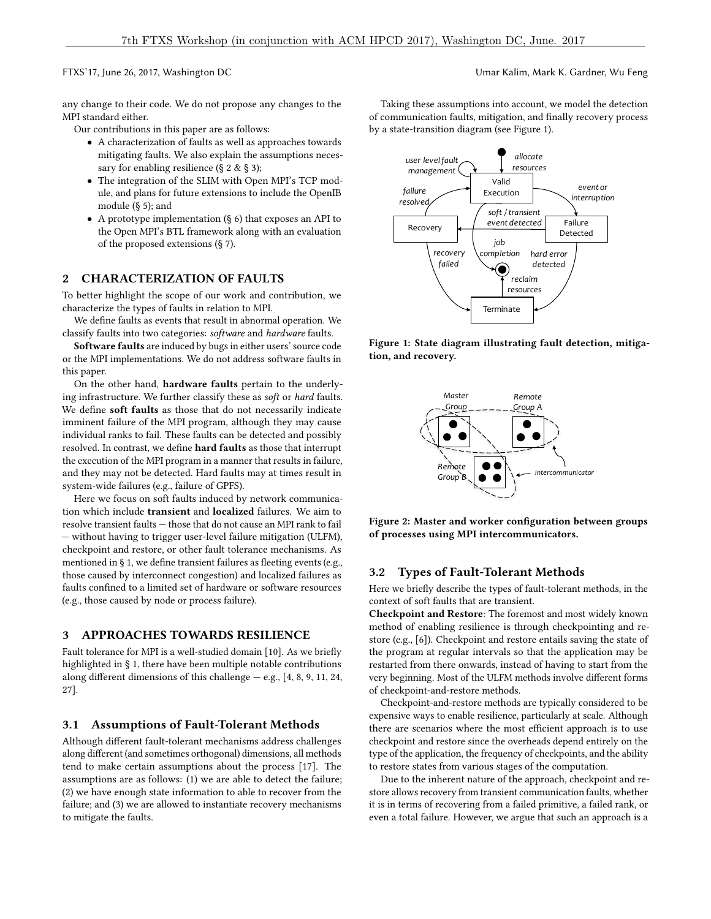any change to their code. We do not propose any changes to the MPI standard either.

Our contributions in this paper are as follows:

- A characterization of faults as well as approaches towards mitigating faults. We also explain the assumptions necessary for enabling resilience (§ 2 & § 3);
- The integration of the SLIM with Open MPI's TCP module, and plans for future extensions to include the OpenIB module (§ 5); and
- A prototype implementation (§ 6) that exposes an API to the Open MPI's BTL framework along with an evaluation of the proposed extensions (§ 7).

## 2 CHARACTERIZATION OF FAULTS

To better highlight the scope of our work and contribution, we characterize the types of faults in relation to MPI.

We define faults as events that result in abnormal operation. We classify faults into two categories: *software* and *hardware* faults.

**Software faults** are induced by bugs in either users' source code or the MPI implementations. We do not address software faults in this paper.

On the other hand, **hardware faults** pertain to the underlying infrastructure. We further classify these as *soft* or *hard* faults. We define **soft faults** as those that do not necessarily indicate imminent failure of the MPI program, although they may cause individual ranks to fail. These faults can be detected and possibly resolved. In contrast, we define **hard faults** as those that interrupt the execution of the MPI program in a manner that results in failure, and they may not be detected. Hard faults may at times result in system-wide failures (e.g., failure of GPFS).

Here we focus on soft faults induced by network communication which include **transient** and **localized** failures. We aim to resolve transient faults — those that do not cause an MPI rank to fail — without having to trigger user-level failure mitigation (ULFM), checkpoint and restore, or other fault tolerance mechanisms. As mentioned in § 1, we define transient failures as fleeting events (e.g., those caused by interconnect congestion) and localized failures as faults confined to a limited set of hardware or software resources (e.g., those caused by node or process failure).

## 3 APPROACHES TOWARDS RESILIENCE

Fault tolerance for MPI is a well-studied domain [10]. As we briefly highlighted in § 1, there have been multiple notable contributions along different dimensions of this challenge — e.g., [4, 8, 9, 11, 24, 27].

### 3.1 Assumptions of Fault-Tolerant Methods

Although different fault-tolerant mechanisms address challenges along different (and sometimes orthogonal) dimensions, all methods tend to make certain assumptions about the process [17]. The assumptions are as follows: (1) we are able to detect the failure; (2) we have enough state information to able to recover from the failure; and (3) we are allowed to instantiate recovery mechanisms to mitigate the faults.

Taking these assumptions into account, we model the detection of communication faults, mitigation, and finally recovery process by a state-transition diagram (see Figure 1).

**Figure 1: State diagram illustrating fault detection, mitigation, and recovery.**

**Figure 2: Master and worker configuration between groups of processes using MPI intercommunicators.**

### 3.2 Types of Fault-Tolerant Methods

Here we briefly describe the types of fault-tolerant methods, in the context of soft faults that are transient.

**Checkpoint and Restore**: The foremost and most widely known method of enabling resilience is through checkpointing and restore (e.g., [6]). Checkpoint and restore entails saving the state of the program at regular intervals so that the application may be restarted from there onwards, instead of having to start from the very beginning. Most of the ULFM methods involve different forms of checkpoint-and-restore methods.

Checkpoint-and-restore methods are typically considered to be expensive ways to enable resilience, particularly at scale. Although there are scenarios where the most efficient approach is to use checkpoint and restore since the overheads depend entirely on the type of the application, the frequency of checkpoints, and the ability to restore states from various stages of the computation.

Due to the inherent nature of the approach, checkpoint and restore allows recovery from transient communication faults, whether it is in terms of recovering from a failed primitive, a failed rank, or even a total failure. However, we argue that such an approach is a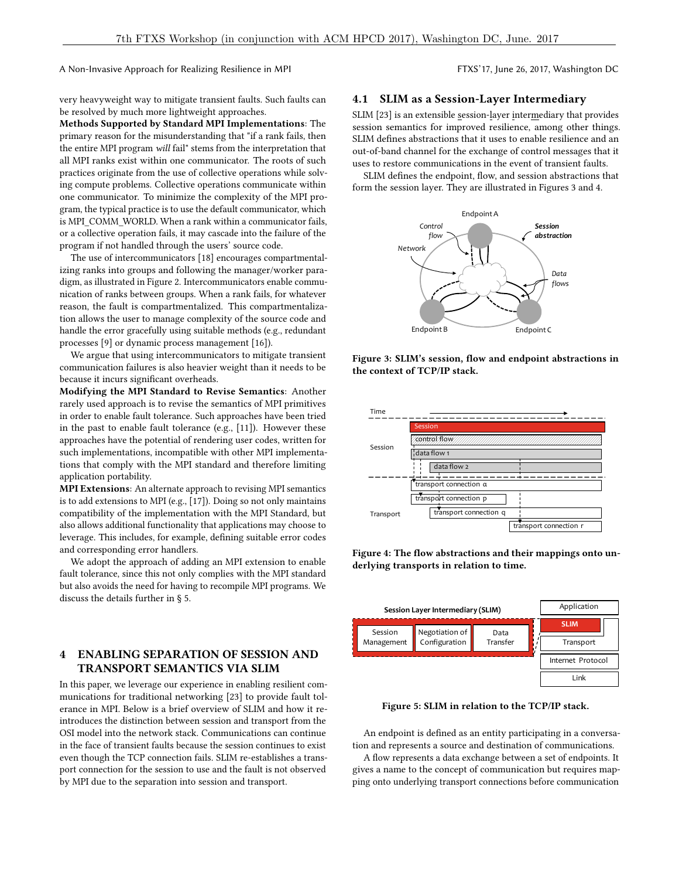very heavyweight way to mitigate transient faults. Such faults can be resolved by much more lightweight approaches.

**Methods Supported by Standard MPI Implementations**: The primary reason for the misunderstanding that "if a rank fails, then the entire MPI program *will* fail" stems from the interpretation that all MPI ranks exist within one communicator. The roots of such practices originate from the use of collective operations while solving compute problems. Collective operations communicate within one communicator. To minimize the complexity of the MPI program, the typical practice is to use the default communicator, which is MPI_COMM_WORLD. When a rank within a communicator fails, or a collective operation fails, it may cascade into the failure of the program if not handled through the users' source code.

The use of intercommunicators [18] encourages compartmentalizing ranks into groups and following the manager/worker paradigm, as illustrated in Figure 2. Intercommunicators enable communication of ranks between groups. When a rank fails, for whatever reason, the fault is compartmentalized. This compartmentalization allows the user to manage complexity of the source code and handle the error gracefully using suitable methods (e.g., redundant processes [9] or dynamic process management [16]).

We argue that using intercommunicators to mitigate transient communication failures is also heavier weight than it needs to be because it incurs significant overheads.

**Modifying the MPI Standard to Revise Semantics**: Another rarely used approach is to revise the semantics of MPI primitives in order to enable fault tolerance. Such approaches have been tried in the past to enable fault tolerance (e.g., [11]). However these approaches have the potential of rendering user codes, written for such implementations, incompatible with other MPI implementations that comply with the MPI standard and therefore limiting application portability.

**MPI Extensions**: An alternate approach to revising MPI semantics is to add extensions to MPI (e.g., [17]). Doing so not only maintains compatibility of the implementation with the MPI Standard, but also allows additional functionality that applications may choose to leverage. This includes, for example, defining suitable error codes and corresponding error handlers.

We adopt the approach of adding an MPI extension to enable fault tolerance, since this not only complies with the MPI standard but also avoids the need for having to recompile MPI programs. We discuss the details further in § 5.

# 4 ENABLING SEPARATION OF SESSION AND TRANSPORT SEMANTICS VIA SLIM

In this paper, we leverage our experience in enabling resilient communications for traditional networking [23] to provide fault tolerance in MPI. Below is a brief overview of SLIM and how it reintroduces the distinction between session and transport from the OSI model into the network stack. Communications can continue in the face of transient faults because the session continues to exist even though the TCP connection fails. SLIM re-establishes a transport connection for the session to use and the fault is not observed by MPI due to the separation into session and transport.

## 4.1 SLIM as a Session-Layer Intermediary

SLIM [23] is an extensible session-layer intermediary that provides session semantics for improved resilience, among other things. SLIM defines abstractions that it uses to enable resilience and an out-of-band channel for the exchange of control messages that it uses to restore communications in the event of transient faults.

SLIM defines the endpoint, flow, and session abstractions that form the session layer. They are illustrated in Figures 3 and 4.

**Figure 3: SLIM's session, flow and endpoint abstractions in the context of TCP/IP stack.**

**Figure 4: The flow abstractions and their mappings onto underlying transports in relation to time.**

**Figure 5: SLIM in relation to the TCP/IP stack.**

An endpoint is defined as an entity participating in a conversation and represents a source and destination of communications.

A flow represents a data exchange between a set of endpoints. It gives a name to the concept of communication but requires mapping onto underlying transport connections before communication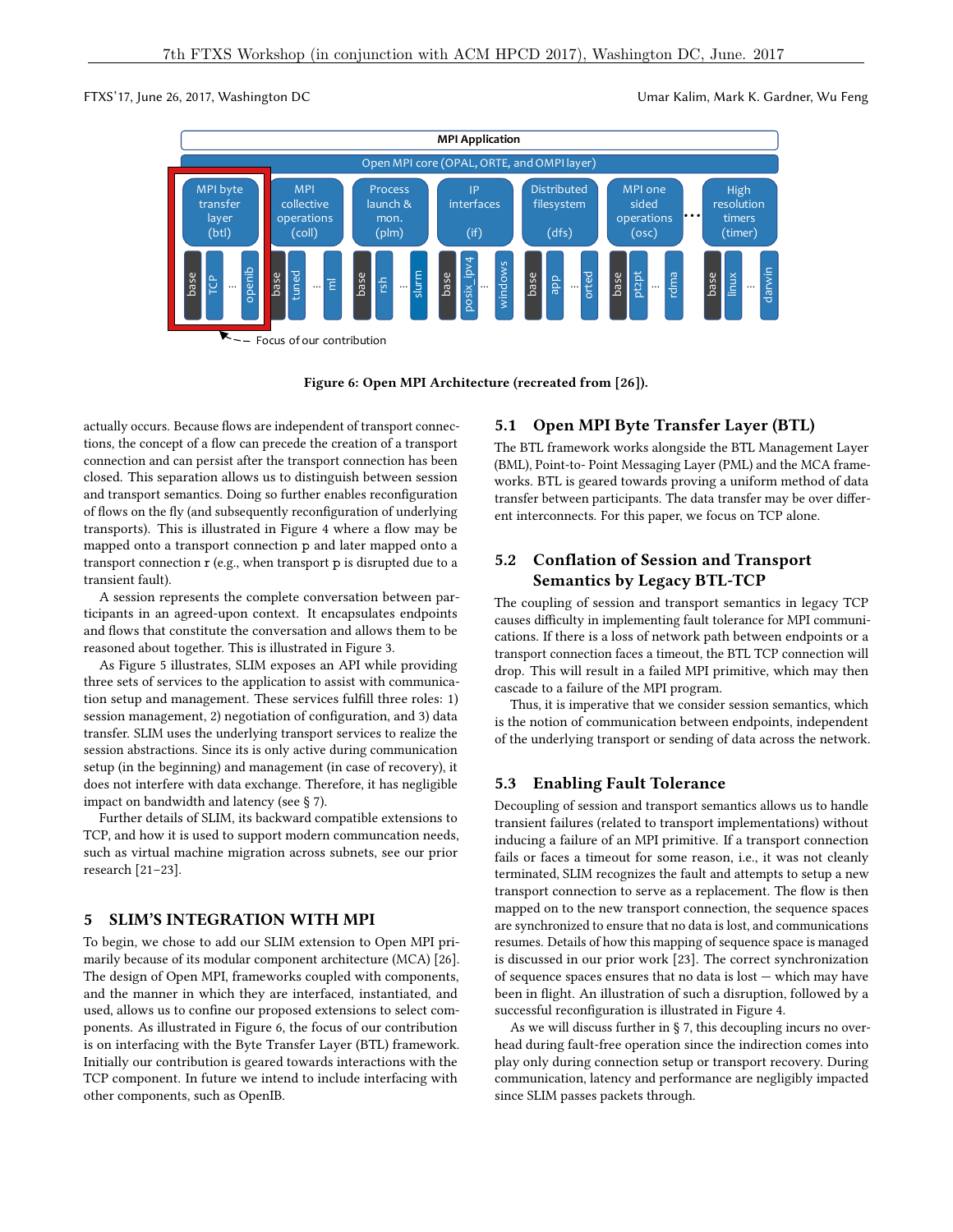Figure 6: Open MPI Architecture (recreated from [26]).

actually occurs. Because flows are independent of transport connections, the concept of a flow can precede the creation of a transport connection and can persist after the transport connection has been closed. This separation allows us to distinguish between session and transport semantics. Doing so further enables reconfiguration of flows on the fly (and subsequently reconfiguration of underlying transports). This is illustrated in Figure 4 where a flow may be mapped onto a transport connection p and later mapped onto a transport connection r (e.g., when transport p is disrupted due to a transient fault).

A session represents the complete conversation between participants in an agreed-upon context. It encapsulates endpoints and flows that constitute the conversation and allows them to be reasoned about together. This is illustrated in Figure 3.

As Figure 5 illustrates, SLIM exposes an API while providing three sets of services to the application to assist with communication setup and management. These services fulfill three roles: 1) session management, 2) negotiation of configuration, and 3) data transfer. SLIM uses the underlying transport services to realize the session abstractions. Since its is only active during communication setup (in the beginning) and management (in case of recovery), it does not interfere with data exchange. Therefore, it has negligible impact on bandwidth and latency (see § 7).

Further details of SLIM, its backward compatible extensions to TCP, and how it is used to support modern communcation needs, such as virtual machine migration across subnets, see our prior research [21–23].

## 5 SLIM'S INTEGRATION WITH MPI

To begin, we chose to add our SLIM extension to Open MPI primarily because of its modular component architecture (MCA) [26]. The design of Open MPI, frameworks coupled with components, and the manner in which they are interfaced, instantiated, and used, allows us to confine our proposed extensions to select components. As illustrated in Figure 6, the focus of our contribution is on interfacing with the Byte Transfer Layer (BTL) framework. Initially our contribution is geared towards interactions with the TCP component. In future we intend to include interfacing with other components, such as OpenIB.

### 5.1 Open MPI Byte Transfer Layer (BTL)

The BTL framework works alongside the BTL Management Layer (BML), Point-to- Point Messaging Layer (PML) and the MCA frameworks. BTL is geared towards proving a uniform method of data transfer between participants. The data transfer may be over different interconnects. For this paper, we focus on TCP alone.

### 5.2 Conflation of Session and Transport Semantics by Legacy BTL-TCP

The coupling of session and transport semantics in legacy TCP causes difficulty in implementing fault tolerance for MPI communications. If there is a loss of network path between endpoints or a transport connection faces a timeout, the BTL TCP connection will drop. This will result in a failed MPI primitive, which may then cascade to a failure of the MPI program.

Thus, it is imperative that we consider session semantics, which is the notion of communication between endpoints, independent of the underlying transport or sending of data across the network.

### 5.3 Enabling Fault Tolerance

Decoupling of session and transport semantics allows us to handle transient failures (related to transport implementations) without inducing a failure of an MPI primitive. If a transport connection fails or faces a timeout for some reason, i.e., it was not cleanly terminated, SLIM recognizes the fault and attempts to setup a new transport connection to serve as a replacement. The flow is then mapped on to the new transport connection, the sequence spaces are synchronized to ensure that no data is lost, and communications resumes. Details of how this mapping of sequence space is managed is discussed in our prior work [23]. The correct synchronization of sequence spaces ensures that no data is lost — which may have been in flight. An illustration of such a disruption, followed by a successful reconfiguration is illustrated in Figure 4.

As we will discuss further in § 7, this decoupling incurs no overhead during fault-free operation since the indirection comes into play only during connection setup or transport recovery. During communication, latency and performance are negligibly impacted since SLIM passes packets through.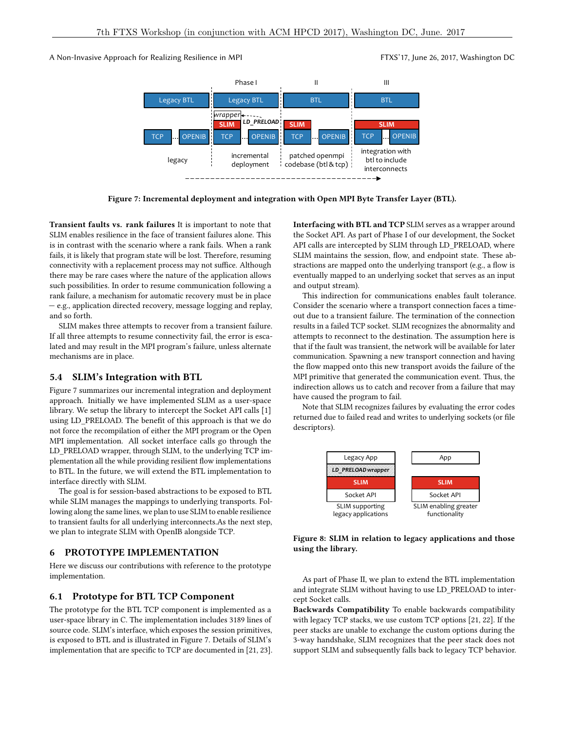Figure 7: Incremental deployment and integration with Open MPI Byte Transfer Layer (BTL).

**Transient faults vs. rank failures** It is important to note that SLIM enables resilience in the face of transient failures alone. This is in contrast with the scenario where a rank fails. When a rank fails, it is likely that program state will be lost. Therefore, resuming connectivity with a replacement process may not suffice. Although there may be rare cases where the nature of the application allows such possibilities. In order to resume communication following a rank failure, a mechanism for automatic recovery must be in place — e.g., application directed recovery, message logging and replay, and so forth.

SLIM makes three attempts to recover from a transient failure. If all three attempts to resume connectivity fail, the error is escalated and may result in the MPI program's failure, unless alternate mechanisms are in place.

### 5.4 SLIM's Integration with BTL

Figure 7 summarizes our incremental integration and deployment approach. Initially we have implemented SLIM as a user-space library. We setup the library to intercept the Socket API calls [1] using LD_PRELOAD. The benefit of this approach is that we do not force the recompilation of either the MPI program or the Open MPI implementation. All socket interface calls go through the LD_PRELOAD wrapper, through SLIM, to the underlying TCP implementation all the while providing resilient flow implementations to BTL. In the future, we will extend the BTL implementation to interface directly with SLIM.

The goal is for session-based abstractions to be exposed to BTL while SLIM manages the mappings to underlying transports. Following along the same lines, we plan to use SLIM to enable resilience to transient faults for all underlying interconnects.As the next step, we plan to integrate SLIM with OpenIB alongside TCP.

## 6 PROTOTYPE IMPLEMENTATION

Here we discuss our contributions with reference to the prototype implementation.

### 6.1 Prototype for BTL TCP Component

The prototype for the BTL TCP component is implemented as a user-space library in C. The implementation includes 3189 lines of source code. SLIM's interface, which exposes the session primitives, is exposed to BTL and is illustrated in Figure 7. Details of SLIM's implementation that are specific to TCP are documented in [21, 23].

**Interfacing with BTL and TCP** SLIM serves as a wrapper around the Socket API. As part of Phase I of our development, the Socket API calls are intercepted by SLIM through LD_PRELOAD, where SLIM maintains the session, flow, and endpoint state. These abstractions are mapped onto the underlying transport (e.g., a flow is eventually mapped to an underlying socket that serves as an input and output stream).

This indirection for communications enables fault tolerance. Consider the scenario where a transport connection faces a timeout due to a transient failure. The termination of the connection results in a failed TCP socket. SLIM recognizes the abnormality and attempts to reconnect to the destination. The assumption here is that if the fault was transient, the network will be available for later communication. Spawning a new transport connection and having the flow mapped onto this new transport avoids the failure of the MPI primitive that generated the communication event. Thus, the indirection allows us to catch and recover from a failure that may have caused the program to fail.

Note that SLIM recognizes failures by evaluating the error codes returned due to failed read and writes to underlying sockets (or file descriptors).

Figure 8: SLIM in relation to legacy applications and those using the library.

As part of Phase II, we plan to extend the BTL implementation and integrate SLIM without having to use LD_PRELOAD to intercept Socket calls.

**Backwards Compatibility** To enable backwards compatibility with legacy TCP stacks, we use custom TCP options [21, 22]. If the peer stacks are unable to exchange the custom options during the 3-way handshake, SLIM recognizes that the peer stack does not support SLIM and subsequently falls back to legacy TCP behavior.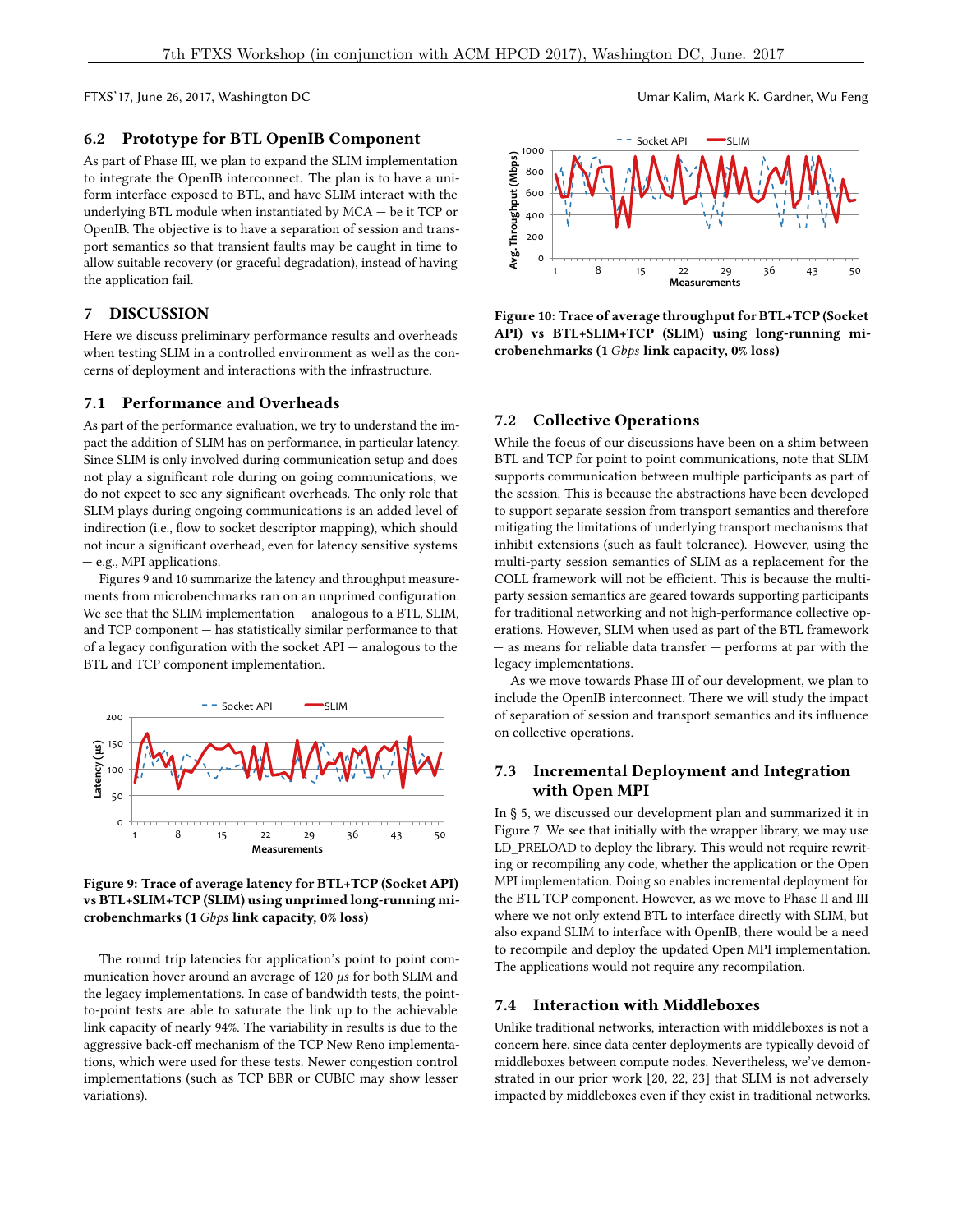## 6.2 Prototype for BTL OpenIB Component

As part of Phase III, we plan to expand the SLIM implementation to integrate the OpenIB interconnect. The plan is to have a uniform interface exposed to BTL, and have SLIM interact with the underlying BTL module when instantiated by MCA — be it TCP or OpenIB. The objective is to have a separation of session and transport semantics so that transient faults may be caught in time to allow suitable recovery (or graceful degradation), instead of having the application fail.

# 7 DISCUSSION

Here we discuss preliminary performance results and overheads when testing SLIM in a controlled environment as well as the concerns of deployment and interactions with the infrastructure.

## 7.1 Performance and Overheads

As part of the performance evaluation, we try to understand the impact the addition of SLIM has on performance, in particular latency. Since SLIM is only involved during communication setup and does not play a significant role during on going communications, we do not expect to see any significant overheads. The only role that SLIM plays during ongoing communications is an added level of indirection (i.e., flow to socket descriptor mapping), which should not incur a significant overhead, even for latency sensitive systems — e.g., MPI applications.

Figures 9 and 10 summarize the latency and throughput measurements from microbenchmarks ran on an unprimed configuration. We see that the SLIM implementation — analogous to a BTL, SLIM, and TCP component — has statistically similar performance to that of a legacy configuration with the socket API — analogous to the BTL and TCP component implementation.

**Figure 9: Trace of average latency for BTL+TCP (Socket API) vs BTL+SLIM+TCP (SLIM) using unprimed long-running microbenchmarks (1 *Gbps* link capacity, 0% loss)**

The round trip latencies for application's point to point communication hover around an average of 120 $\mu s$ for both SLIM and the legacy implementations. In case of bandwidth tests, the point-to-point tests are able to saturate the link up to the achievable link capacity of nearly 94%. The variability in results is due to the aggressive back-off mechanism of the TCP New Reno implementations, which were used for these tests. Newer congestion control implementations (such as TCP BBR or CUBIC may show lesser variations).

**Figure 10: Trace of average throughput for BTL+TCP (Socket API) vs BTL+SLIM+TCP (SLIM) using long-running microbenchmarks (1 *Gbps* link capacity, 0% loss)**

## 7.2 Collective Operations

While the focus of our discussions have been on a shim between BTL and TCP for point to point communications, note that SLIM supports communication between multiple participants as part of the session. This is because the abstractions have been developed to support separate session from transport semantics and therefore mitigating the limitations of underlying transport mechanisms that inhibit extensions (such as fault tolerance). However, using the multi-party session semantics of SLIM as a replacement for the COLL framework will not be efficient. This is because the multi-party session semantics are geared towards supporting participants for traditional networking and not high-performance collective operations. However, SLIM when used as part of the BTL framework — as means for reliable data transfer — performs at par with the legacy implementations.

As we move towards Phase III of our development, we plan to include the OpenIB interconnect. There we will study the impact of separation of session and transport semantics and its influence on collective operations.

## 7.3 Incremental Deployment and Integration with Open MPI

In § 5, we discussed our development plan and summarized it in Figure 7. We see that initially with the wrapper library, we may use LD_PRELOAD to deploy the library. This would not require rewriting or recompiling any code, whether the application or the Open MPI implementation. Doing so enables incremental deployment for the BTL TCP component. However, as we move to Phase II and III where we not only extend BTL to interface directly with SLIM, but also expand SLIM to interface with OpenIB, there would be a need to recompile and deploy the updated Open MPI implementation. The applications would not require any recompilation.

## 7.4 Interaction with Middleboxes

Unlike traditional networks, interaction with middleboxes is not a concern here, since data center deployments are typically devoid of middleboxes between compute nodes. Nevertheless, we've demonstrated in our prior work [20, 22, 23] that SLIM is not adversely impacted by middleboxes even if they exist in traditional networks.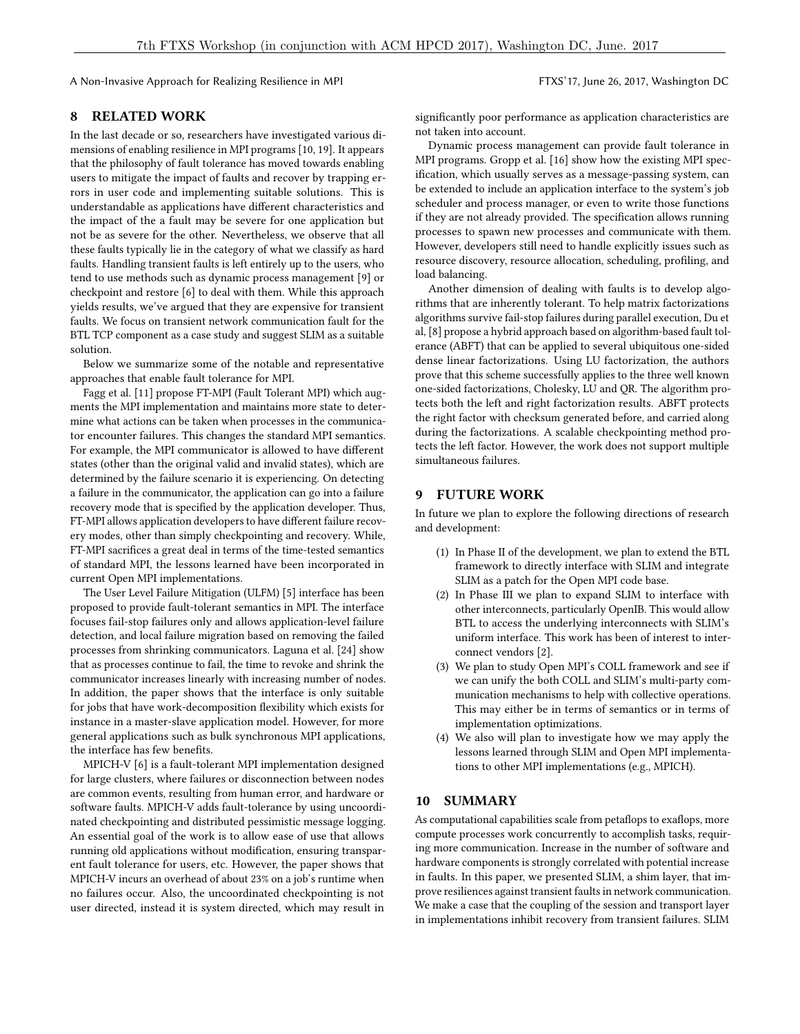## 8 RELATED WORK

In the last decade or so, researchers have investigated various dimensions of enabling resilience in MPI programs [10, 19]. It appears that the philosophy of fault tolerance has moved towards enabling users to mitigate the impact of faults and recover by trapping errors in user code and implementing suitable solutions. This is understandable as applications have different characteristics and the impact of the a fault may be severe for one application but not be as severe for the other. Nevertheless, we observe that all these faults typically lie in the category of what we classify as hard faults. Handling transient faults is left entirely up to the users, who tend to use methods such as dynamic process management [9] or checkpoint and restore [6] to deal with them. While this approach yields results, we've argued that they are expensive for transient faults. We focus on transient network communication fault for the BTL TCP component as a case study and suggest SLIM as a suitable solution.

Below we summarize some of the notable and representative approaches that enable fault tolerance for MPI.

Fagg et al. [11] propose FT-MPI (Fault Tolerant MPI) which augments the MPI implementation and maintains more state to determine what actions can be taken when processes in the communicator encounter failures. This changes the standard MPI semantics. For example, the MPI communicator is allowed to have different states (other than the original valid and invalid states), which are determined by the failure scenario it is experiencing. On detecting a failure in the communicator, the application can go into a failure recovery mode that is specified by the application developer. Thus, FT-MPI allows application developers to have different failure recovery modes, other than simply checkpointing and recovery. While, FT-MPI sacrifices a great deal in terms of the time-tested semantics of standard MPI, the lessons learned have been incorporated in current Open MPI implementations.

The User Level Failure Mitigation (ULFM) [5] interface has been proposed to provide fault-tolerant semantics in MPI. The interface focuses fail-stop failures only and allows application-level failure detection, and local failure migration based on removing the failed processes from shrinking communicators. Laguna et al. [24] show that as processes continue to fail, the time to revoke and shrink the communicator increases linearly with increasing number of nodes. In addition, the paper shows that the interface is only suitable for jobs that have work-decomposition flexibility which exists for instance in a master-slave application model. However, for more general applications such as bulk synchronous MPI applications, the interface has few benefits.

MPICH-V [6] is a fault-tolerant MPI implementation designed for large clusters, where failures or disconnection between nodes are common events, resulting from human error, and hardware or software faults. MPICH-V adds fault-tolerance by using uncoordinated checkpointing and distributed pessimistic message logging. An essential goal of the work is to allow ease of use that allows running old applications without modification, ensuring transparent fault tolerance for users, etc. However, the paper shows that MPICH-V incurs an overhead of about 23% on a job's runtime when no failures occur. Also, the uncoordinated checkpointing is not user directed, instead it is system directed, which may result in significantly poor performance as application characteristics are not taken into account.

Dynamic process management can provide fault tolerance in MPI programs. Gropp et al. [16] show how the existing MPI specification, which usually serves as a message-passing system, can be extended to include an application interface to the system's job scheduler and process manager, or even to write those functions if they are not already provided. The specification allows running processes to spawn new processes and communicate with them. However, developers still need to handle explicitly issues such as resource discovery, resource allocation, scheduling, profiling, and load balancing.

Another dimension of dealing with faults is to develop algorithms that are inherently tolerant. To help matrix factorizations algorithms survive fail-stop failures during parallel execution, Du et al, [8] propose a hybrid approach based on algorithm-based fault tolerance (ABFT) that can be applied to several ubiquitous one-sided dense linear factorizations. Using LU factorization, the authors prove that this scheme successfully applies to the three well known one-sided factorizations, Cholesky, LU and QR. The algorithm protects both the left and right factorization results. ABFT protects the right factor with checksum generated before, and carried along during the factorizations. A scalable checkpointing method protects the left factor. However, the work does not support multiple simultaneous failures.

## 9 FUTURE WORK

In future we plan to explore the following directions of research and development:

1. In Phase II of the development, we plan to extend the BTL framework to directly interface with SLIM and integrate SLIM as a patch for the Open MPI code base.
2. In Phase III we plan to expand SLIM to interface with other interconnects, particularly OpenIB. This would allow BTL to access the underlying interconnects with SLIM's uniform interface. This work has been of interest to interconnect vendors [2].
3. We plan to study Open MPI's COLL framework and see if we can unify the both COLL and SLIM's multi-party communication mechanisms to help with collective operations. This may either be in terms of semantics or in terms of implementation optimizations.
4. We also will plan to investigate how we may apply the lessons learned through SLIM and Open MPI implementations to other MPI implementations (e.g., MPICH).

## 10 SUMMARY

As computational capabilities scale from petaflops to exaflops, more compute processes work concurrently to accomplish tasks, requiring more communication. Increase in the number of software and hardware components is strongly correlated with potential increase in faults. In this paper, we presented SLIM, a shim layer, that improve resiliences against transient faults in network communication. We make a case that the coupling of the session and transport layer in implementations inhibit recovery from transient failures. SLIM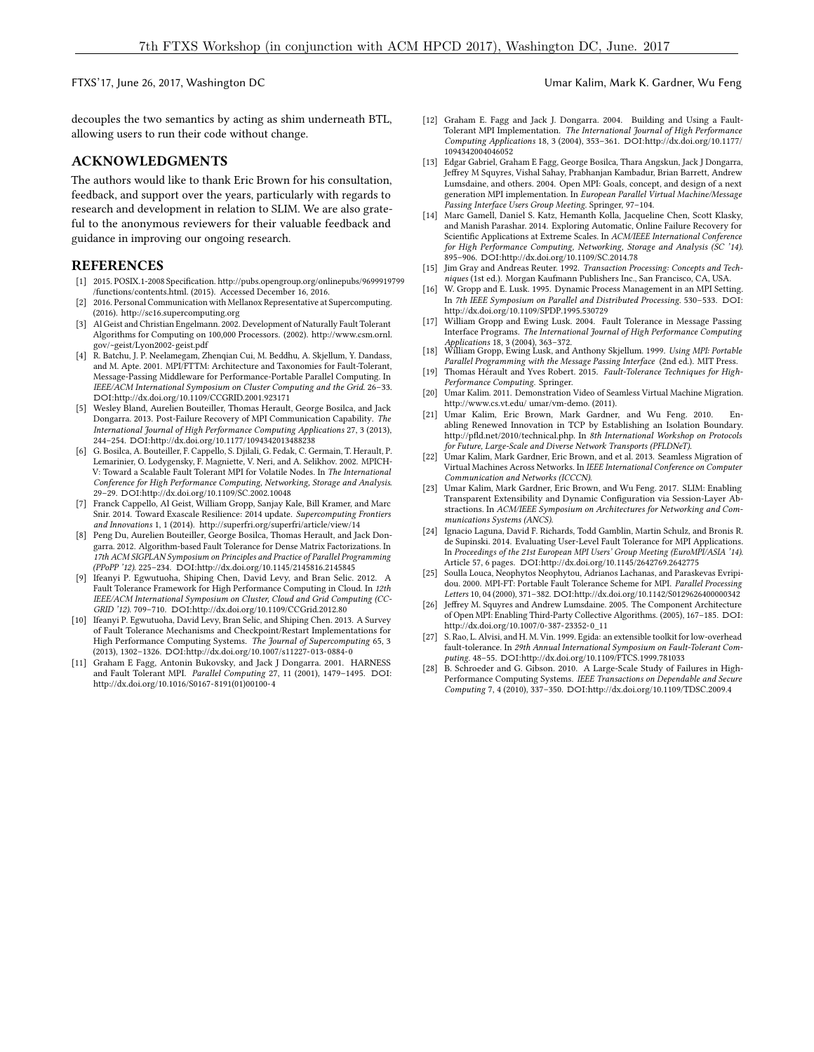decouples the two semantics by acting as shim underneath BTL, allowing users to run their code without change.

## ACKNOWLEDGMENTS

The authors would like to thank Eric Brown for his consultation, feedback, and support over the years, particularly with regards to research and development in relation to SLIM. We are also grateful to the anonymous reviewers for their valuable feedback and guidance in improving our ongoing research.

## REFERENCES

[1] 2015. POSIX.1-2008 Specification. http://pubs.opengroup.org/onlinepubs/9699919799/functions/contents.html. (2015). Accessed December 16, 2016.

[2] 2016. Personal Communication with Mellanox Representative at Supercomputing. (2016). http://sc16.supercomputing.org

[3] Al Geist and Christian Engelmann. 2002. Development of Naturally Fault Tolerant Algorithms for Computing on 100,000 Processors. (2002). http://www.csm.ornl.gov/~geist/Lyon2002-geist.pdf

[4] R. Batchu, J. P. Neelamegam, Zhenqian Cui, M. Beddhu, A. Skjellum, Y. Dandass, and M. Apte. 2001. MPI/FTTM: Architecture and Taxonomies for Fault-Tolerant, Message-Passing Middleware for Performance-Portable Parallel Computing. In *IEEE/ACM International Symposium on Cluster Computing and the Grid*. 26–33. DOI:http://dx.doi.org/10.1109/CCGRID.2001.923171

[5] Wesley Bland, Aurelien Bouteiller, Thomas Herault, George Bosilca, and Jack Dongarra. 2013. Post-Failure Recovery of MPI Communication Capability. *The International Journal of High Performance Computing Applications* 27, 3 (2013), 244–254. DOI:http://dx.doi.org/10.1177/1094342013488238

[6] G. Bosilca, A. Bouteiller, F. Cappello, S. Djilali, G. Fedak, C. Germain, T. Herault, P. Lemarinier, O. Lodygensky, F. Magniette, V. Neri, and A. Selikhov. 2002. MPICH-V: Toward a Scalable Fault Tolerant MPI for Volatile Nodes. In *The International Conference for High Performance Computing, Networking, Storage and Analysis*. 29–29. DOI:http://dx.doi.org/10.1109/SC.2002.10048

[7] Franck Cappello, Al Geist, William Gropp, Sanjay Kale, Bill Kramer, and Marc Snir. 2014. Toward Exascale Resilience: 2014 update. *Supercomputing Frontiers and Innovations* 1, 1 (2014). http://superfri.org/superfri/article/view/14

[8] Peng Du, Aurelien Bouteiller, George Bosilca, Thomas Herault, and Jack Dongarra. 2012. Algorithm-based Fault Tolerance for Dense Matrix Factorizations. In *17th ACM SIGPLAN Symposium on Principles and Practice of Parallel Programming (PPoPP '12)*. 225–234. DOI:http://dx.doi.org/10.1145/2145816.2145845

[9] Ifeanyi P. Egwutuoha, Shiping Chen, David Levy, and Bran Selic. 2012. A Fault Tolerance Framework for High Performance Computing in Cloud. In *12th IEEE/ACM International Symposium on Cluster, Cloud and Grid Computing (CCGRID '12)*. 709–710. DOI:http://dx.doi.org/10.1109/CCGrid.2012.80

[10] Ifeanyi P. Egwutuoha, David Levy, Bran Selic, and Shiping Chen. 2013. A Survey of Fault Tolerance Mechanisms and Checkpoint/Restart Implementations for High Performance Computing Systems. *The Journal of Supercomputing* 65, 3 (2013), 1302–1326. DOI:http://dx.doi.org/10.1007/s11227-013-0884-0

[11] Graham E Fagg, Antonin Bukovsky, and Jack J Dongarra. 2001. HARNESS and Fault Tolerant MPI. *Parallel Computing* 27, 11 (2001), 1479–1495. DOI:http://dx.doi.org/10.1016/S0167-8191(01)00100-4

[12] Graham E. Fagg and Jack J. Dongarra. 2004. Building and Using a Fault-Tolerant MPI Implementation. *The International Journal of High Performance Computing Applications* 18, 3 (2004), 353–361. DOI:http://dx.doi.org/10.1177/1094342004046052

[13] Edgar Gabriel, Graham E Fagg, George Bosilca, Thara Angskun, Jack J Dongarra, Jeffrey M Squyres, Vishal Sahay, Prabhanjan Kambadur, Brian Barrett, Andrew Lumsdaine, and others. 2004. Open MPI: Goals, concept, and design of a next generation MPI implementation. In *European Parallel Virtual Machine/Message Passing Interface Users Group Meeting*. Springer, 97–104.

[14] Marc Gamell, Daniel S. Katz, Hemanth Kolla, Jacqueline Chen, Scott Klasky, and Manish Parashar. 2014. Exploring Automatic, Online Failure Recovery for Scientific Applications at Extreme Scales. In *ACM/IEEE International Conference for High Performance Computing, Networking, Storage and Analysis (SC '14)*. 895–906. DOI:http://dx.doi.org/10.1109/SC.2014.78

[15] Jim Gray and Andreas Reuter. 1992. *Transaction Processing: Concepts and Techniques* (1st ed.). Morgan Kaufmann Publishers Inc., San Francisco, CA, USA.

[16] W. Gropp and E. Lusk. 1995. Dynamic Process Management in an MPI Setting. In *7th IEEE Symposium on Parallel and Distributed Processing*. 530–533. DOI:http://dx.doi.org/10.1109/SPDP.1995.530729

[17] William Gropp and Ewing Lusk. 2004. Fault Tolerance in Message Passing Interface Programs. *The International Journal of High Performance Computing Applications* 18, 3 (2004), 363–372.

[18] William Gropp, Ewing Lusk, and Anthony Skjellum. 1999. *Using MPI: Portable Parallel Programming with the Message Passing Interface* (2nd ed.). MIT Press.

[19] Thomas Hérault and Yves Robert. 2015. *Fault-Tolerance Techniques for High-Performance Computing*. Springer.

[20] Umar Kalim. 2011. Demonstration Video of Seamless Virtual Machine Migration. http://www.cs.vt.edu/ umar/vm-demo. (2011).

[21] Umar Kalim, Eric Brown, Mark Gardner, and Wu Feng. 2010. Enabling Renewed Innovation in TCP by Establishing an Isolation Boundary. http://pfld.net/2010/technical.php. In *8th International Workshop on Protocols for Future, Large-Scale and Diverse Network Transports (PFLDNeT)*.

[22] Umar Kalim, Mark Gardner, Eric Brown, and et al. 2013. Seamless Migration of Virtual Machines Across Networks. In *IEEE International Conference on Computer Communication and Networks (ICCCN)*.

[23] Umar Kalim, Mark Gardner, Eric Brown, and Wu Feng. 2017. SLIM: Enabling Transparent Extensibility and Dynamic Configuration via Session-Layer Abstractions. In *ACM/IEEE Symposium on Architectures for Networking and Communications Systems (ANCS)*.

[24] Ignacio Laguna, David F. Richards, Todd Gamblin, Martin Schulz, and Bronis R. de Supinski. 2014. Evaluating User-Level Fault Tolerance for MPI Applications. In *Proceedings of the 21st European MPI Users' Group Meeting (EuroMPI/ASIA '14)*. Article 57, 6 pages. DOI:http://dx.doi.org/10.1145/2642769.2642775

[25] Soulla Louca, Neophytos Neophytou, Adrianos Lachanas, and Paraskevas Evripidou. 2000. MPI-FT: Portable Fault Tolerance Scheme for MPI. *Parallel Processing Letters* 10, 04 (2000), 371–382. DOI:http://dx.doi.org/10.1142/S0129626400000342

[26] Jeffrey M. Squyres and Andrew Lumsdaine. 2005. The Component Architecture of Open MPI: Enabling Third-Party Collective Algorithms. (2005), 167–185. DOI:http://dx.doi.org/10.1007/0-387-23352-0_11

[27] S. Rao, L. Alvisi, and H. M. Vin. 1999. Egida: an extensible toolkit for low-overhead fault-tolerance. In *29th Annual International Symposium on Fault-Tolerant Computing*. 48–55. DOI:http://dx.doi.org/10.1109/FTCS.1999.781033

[28] B. Schroeder and G. Gibson. 2010. A Large-Scale Study of Failures in High-Performance Computing Systems. *IEEE Transactions on Dependable and Secure Computing* 7, 4 (2010), 337–350. DOI:http://dx.doi.org/10.1109/TDSC.2009.4